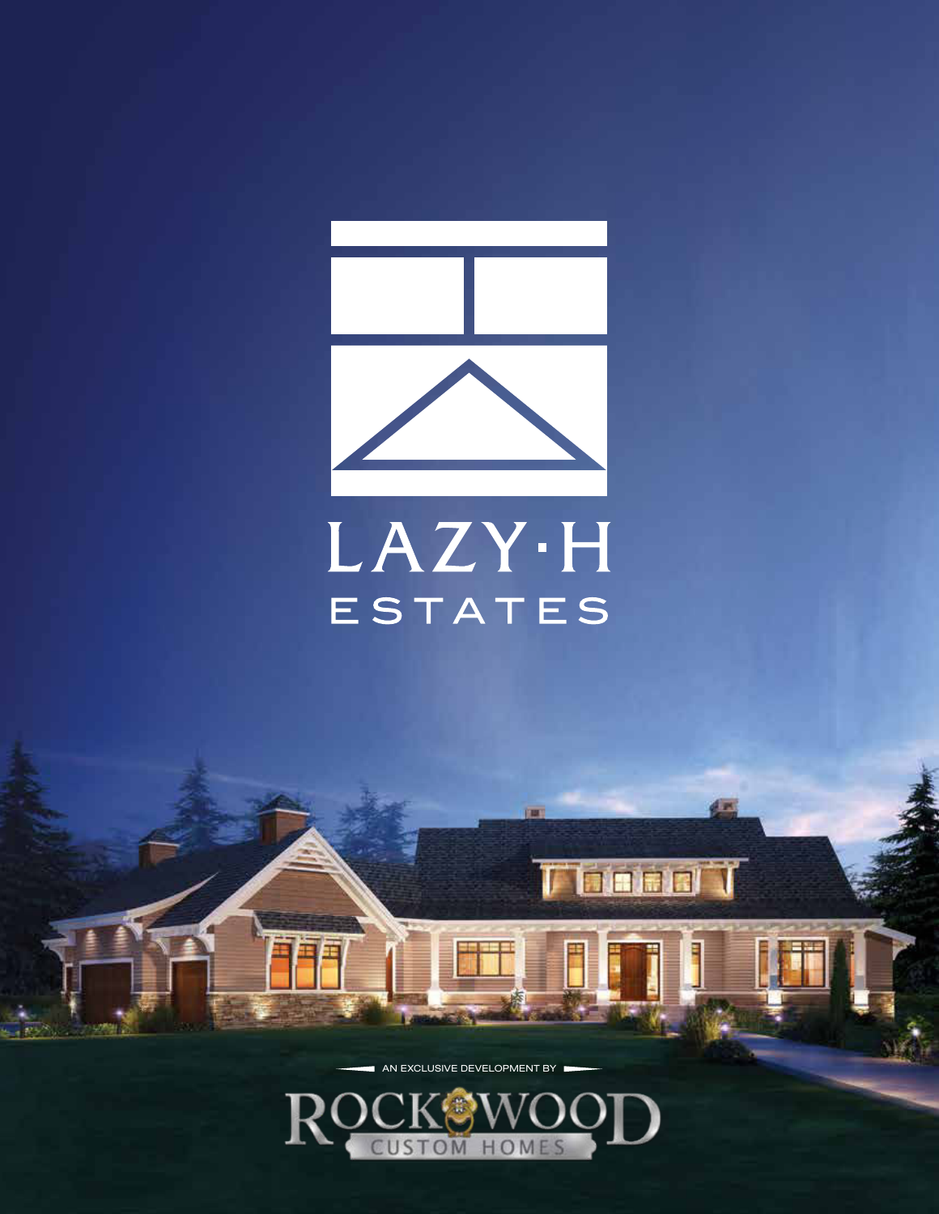# LAZY·H ESTATES

AN EXCLUSIVE DEVELOPMENT BY

ROCKWOOD CUSTOM HOMES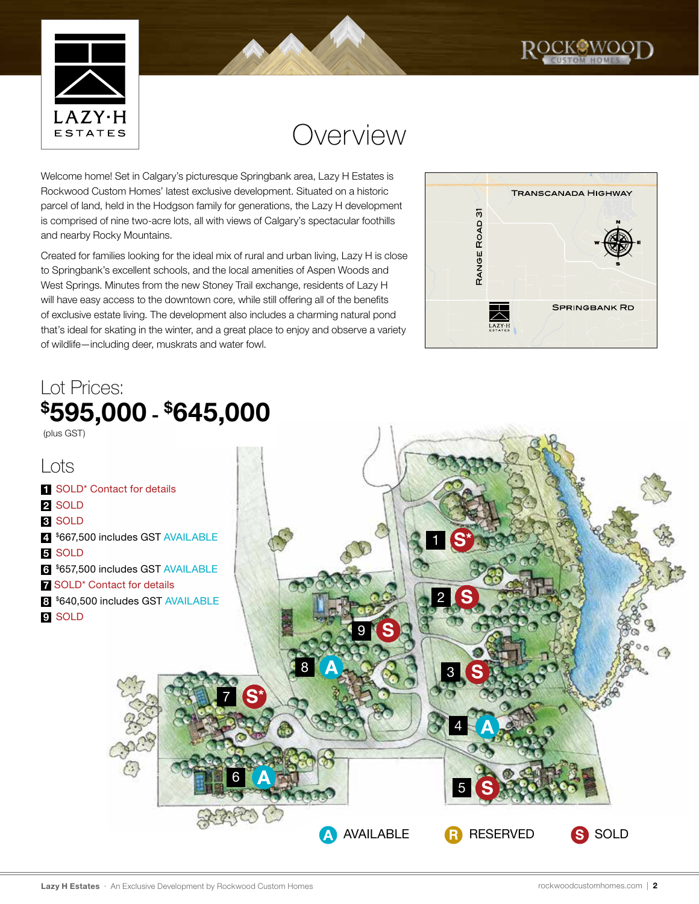LAZY·H ESTATES

# Overview

Welcome home! Set in Calgary's picturesque Springbank area, Lazy H Estates is Rockwood Custom Homes' latest exclusive development. Situated on a historic parcel of land, held in the Hodgson family for generations, the Lazy H development is comprised of nine two-acre lots, all with views of Calgary's spectacular foothills and nearby Rocky Mountains.

Created for families looking for the ideal mix of rural and urban living, Lazy H is close to Springbank's excellent schools, and the local amenities of Aspen Woods and West Springs. Minutes from the new Stoney Trail exchange, residents of Lazy H will have easy access to the downtown core, while still offering all of the benefits of exclusive estate living. The development also includes a charming natural pond that's ideal for skating in the winter, and a great place to enjoy and observe a variety of wildlife—including deer, muskrats and water fowl.

TRANSCANADA HIGHWAY

RANGE ROAD 31

SPRINGBANK RD

## Lot Prices:

**$595,000 - $645,000**

(plus GST)

## Lots

- **1** SOLD* Contact for details
- **2** SOLD
- **3** SOLD
- **4** $667,500 includes GST AVAILABLE
- **5** SOLD
- **6** $657,500 includes GST AVAILABLE
- **7** SOLD* Contact for details
- **8** $640,500 includes GST AVAILABLE
- **9** SOLD

A AVAILABLE R RESERVED S SOLD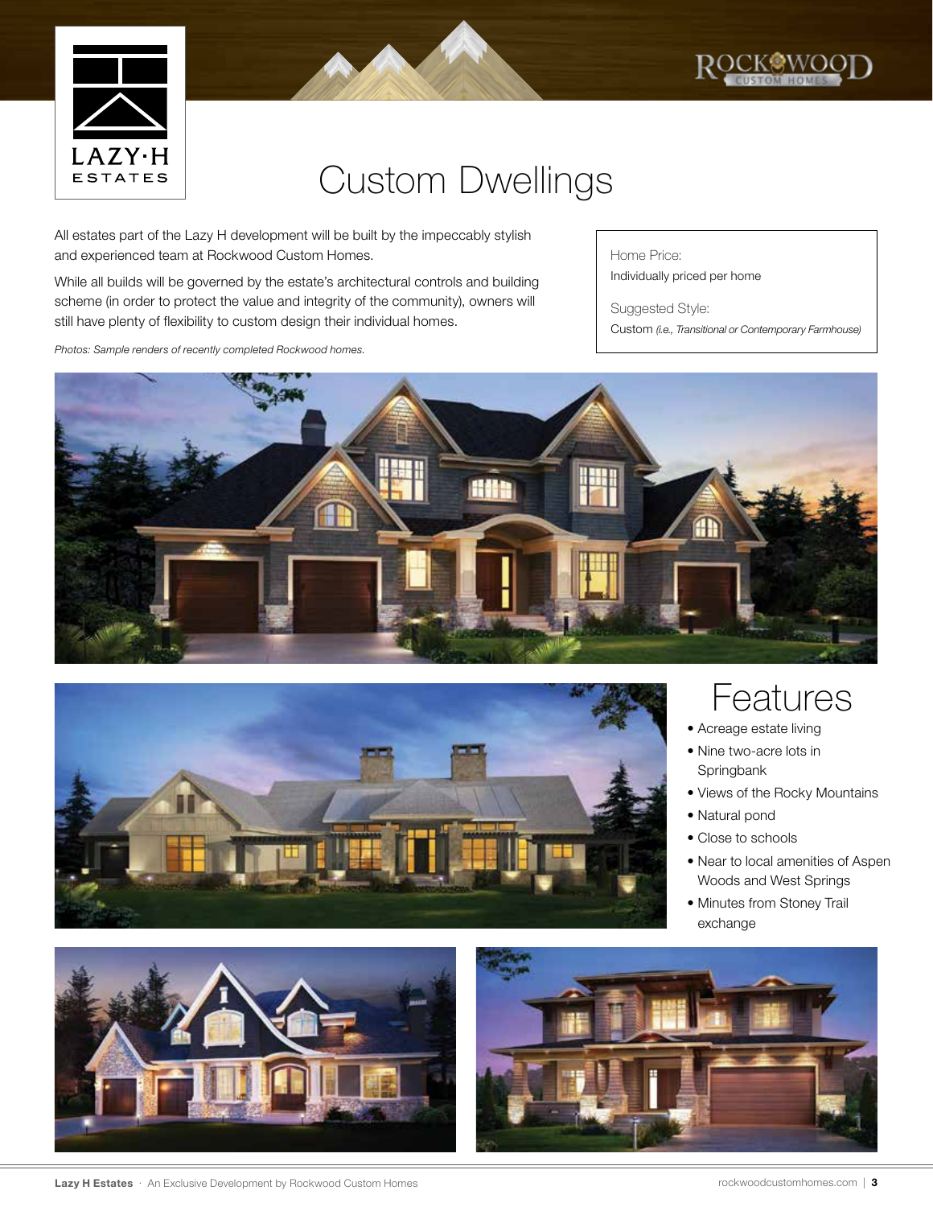# Custom Dwellings

All estates part of the Lazy H development will be built by the impeccably stylish and experienced team at Rockwood Custom Homes.

While all builds will be governed by the estate's architectural controls and building scheme (in order to protect the value and integrity of the community), owners will still have plenty of flexibility to custom design their individual homes.

*Photos: Sample renders of recently completed Rockwood homes.*

Home Price:
Individually priced per home

Suggested Style:
Custom *(i.e., Transitional or Contemporary Farmhouse)*

## Features

- Acreage estate living
- Nine two-acre lots in Springbank
- Views of the Rocky Mountains
- Natural pond
- Close to schools
- Near to local amenities of Aspen Woods and West Springs
- Minutes from Stoney Trail exchange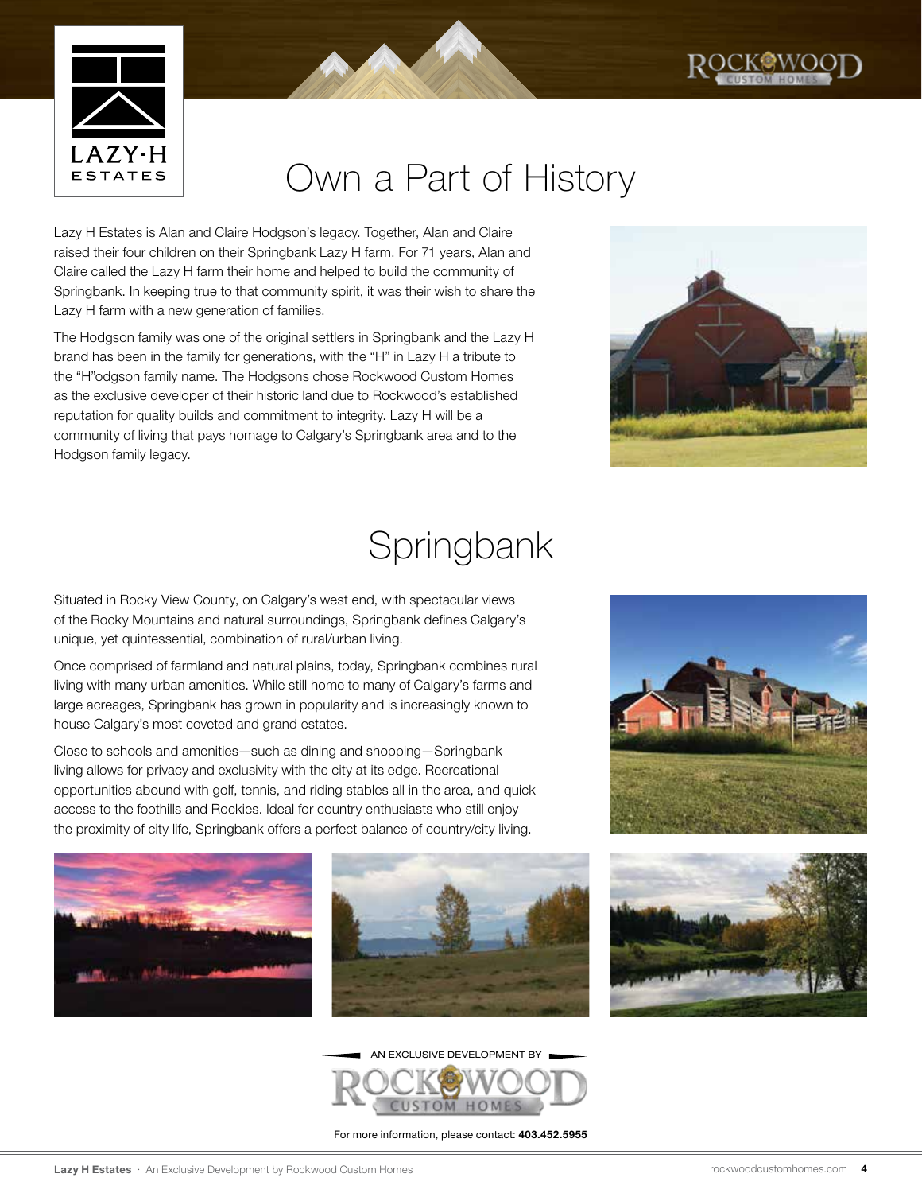LAZY·H ESTATES

# Own a Part of History

Lazy H Estates is Alan and Claire Hodgson's legacy. Together, Alan and Claire raised their four children on their Springbank Lazy H farm. For 71 years, Alan and Claire called the Lazy H farm their home and helped to build the community of Springbank. In keeping true to that community spirit, it was their wish to share the Lazy H farm with a new generation of families.

The Hodgson family was one of the original settlers in Springbank and the Lazy H brand has been in the family for generations, with the "H" in Lazy H a tribute to the "H"odgson family name. The Hodgsons chose Rockwood Custom Homes as the exclusive developer of their historic land due to Rockwood's established reputation for quality builds and commitment to integrity. Lazy H will be a community of living that pays homage to Calgary's Springbank area and to the Hodgson family legacy.

# Springbank

Situated in Rocky View County, on Calgary's west end, with spectacular views of the Rocky Mountains and natural surroundings, Springbank defines Calgary's unique, yet quintessential, combination of rural/urban living.

Once comprised of farmland and natural plains, today, Springbank combines rural living with many urban amenities. While still home to many of Calgary's farms and large acreages, Springbank has grown in popularity and is increasingly known to house Calgary's most coveted and grand estates.

Close to schools and amenities—such as dining and shopping—Springbank living allows for privacy and exclusivity with the city at its edge. Recreational opportunities abound with golf, tennis, and riding stables all in the area, and quick access to the foothills and Rockies. Ideal for country enthusiasts who still enjoy the proximity of city life, Springbank offers a perfect balance of country/city living.

AN EXCLUSIVE DEVELOPMENT BY

ROCKWOOD CUSTOM HOMES

For more information, please contact: **403.452.5955**